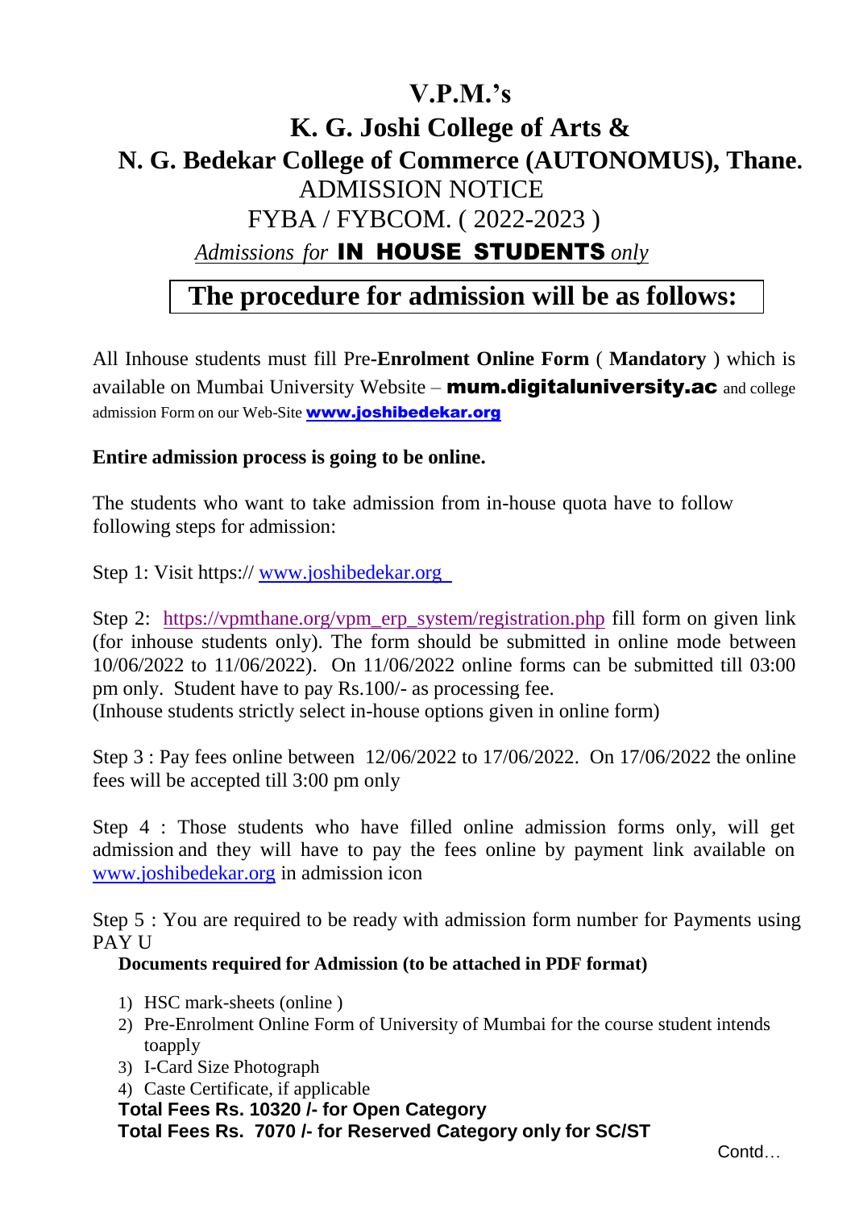# V.P.M.'s

# K. G. Joshi College of Arts &

# N. G. Bedekar College of Commerce (AUTONOMUS), Thane.

ADMISSION NOTICE

FYBA / FYBCOM. ( 2022-2023 )

*Admissions for* **IN HOUSE STUDENTS** *only*

## The procedure for admission will be as follows:

All Inhouse students must fill Pre-**Enrolment Online Form** ( **Mandatory** ) which is available on Mumbai University Website – **mum.digitaluniversity.ac** and college admission Form on our Web-Site **www.joshibedekar.org**

**Entire admission process is going to be online.**

The students who want to take admission from in-house quota have to follow following steps for admission:

Step 1: Visit https:// www.joshibedekar.org

Step 2: https://vpmthane.org/vpm_erp_system/registration.php fill form on given link (for inhouse students only). The form should be submitted in online mode between 10/06/2022 to 11/06/2022). On 11/06/2022 online forms can be submitted till 03:00 pm only. Student have to pay Rs.100/- as processing fee.
(Inhouse students strictly select in-house options given in online form)

Step 3 : Pay fees online between 12/06/2022 to 17/06/2022. On 17/06/2022 the online fees will be accepted till 3:00 pm only

Step 4 : Those students who have filled online admission forms only, will get admission and they will have to pay the fees online by payment link available on www.joshibedekar.org in admission icon

Step 5 : You are required to be ready with admission form number for Payments using PAY U

**Documents required for Admission (to be attached in PDF format)**

1) HSC mark-sheets (online )
2) Pre-Enrolment Online Form of University of Mumbai for the course student intends toapply
3) I-Card Size Photograph
4) Caste Certificate, if applicable

**Total Fees Rs. 10320 /- for Open Category**

**Total Fees Rs. 7070 /- for Reserved Category only for SC/ST**

Contd…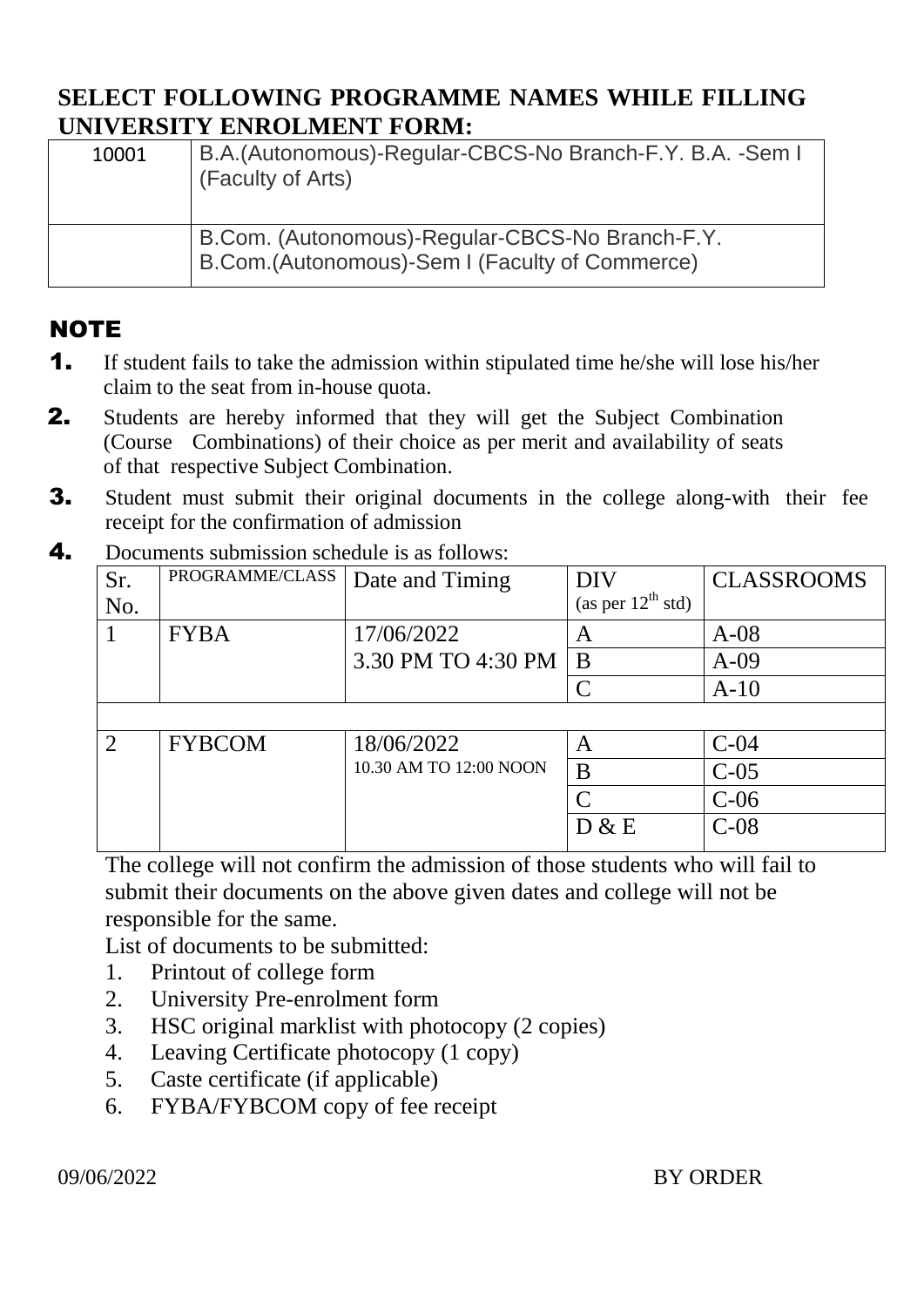## SELECT FOLLOWING PROGRAMME NAMES WHILE FILLING UNIVERSITY ENROLMENT FORM:

| | |
|---|---|
| 10001 | B.A.(Autonomous)-Regular-CBCS-No Branch-F.Y. B.A. -Sem I (Faculty of Arts) |
| | B.Com. (Autonomous)-Regular-CBCS-No Branch-F.Y. B.Com.(Autonomous)-Sem I (Faculty of Commerce) |

## NOTE

1. If student fails to take the admission within stipulated time he/she will lose his/her claim to the seat from in-house quota.
2. Students are hereby informed that they will get the Subject Combination (Course Combinations) of their choice as per merit and availability of seats of that respective Subject Combination.
3. Student must submit their original documents in the college along-with their fee receipt for the confirmation of admission
4. Documents submission schedule is as follows:

| Sr. No. | PROGRAMME/CLASS | Date and Timing | DIV (as per 12th std) | CLASSROOMS |
|---|---|---|---|---|
| 1 | FYBA | 17/06/2022 3.30 PM TO 4:30 PM | A | A-08 |
| | | | B | A-09 |
| | | | C | A-10 |
| | | | | |
| 2 | FYBCOM | 18/06/2022 10.30 AM TO 12:00 NOON | A | C-04 |
| | | | B | C-05 |
| | | | C | C-06 |
| | | | D & E | C-08 |

The college will not confirm the admission of those students who will fail to submit their documents on the above given dates and college will not be responsible for the same.

List of documents to be submitted:

1. Printout of college form
2. University Pre-enrolment form
3. HSC original marklist with photocopy (2 copies)
4. Leaving Certificate photocopy (1 copy)
5. Caste certificate (if applicable)
6. FYBA/FYBCOM copy of fee receipt

09/06/2022 BY ORDER